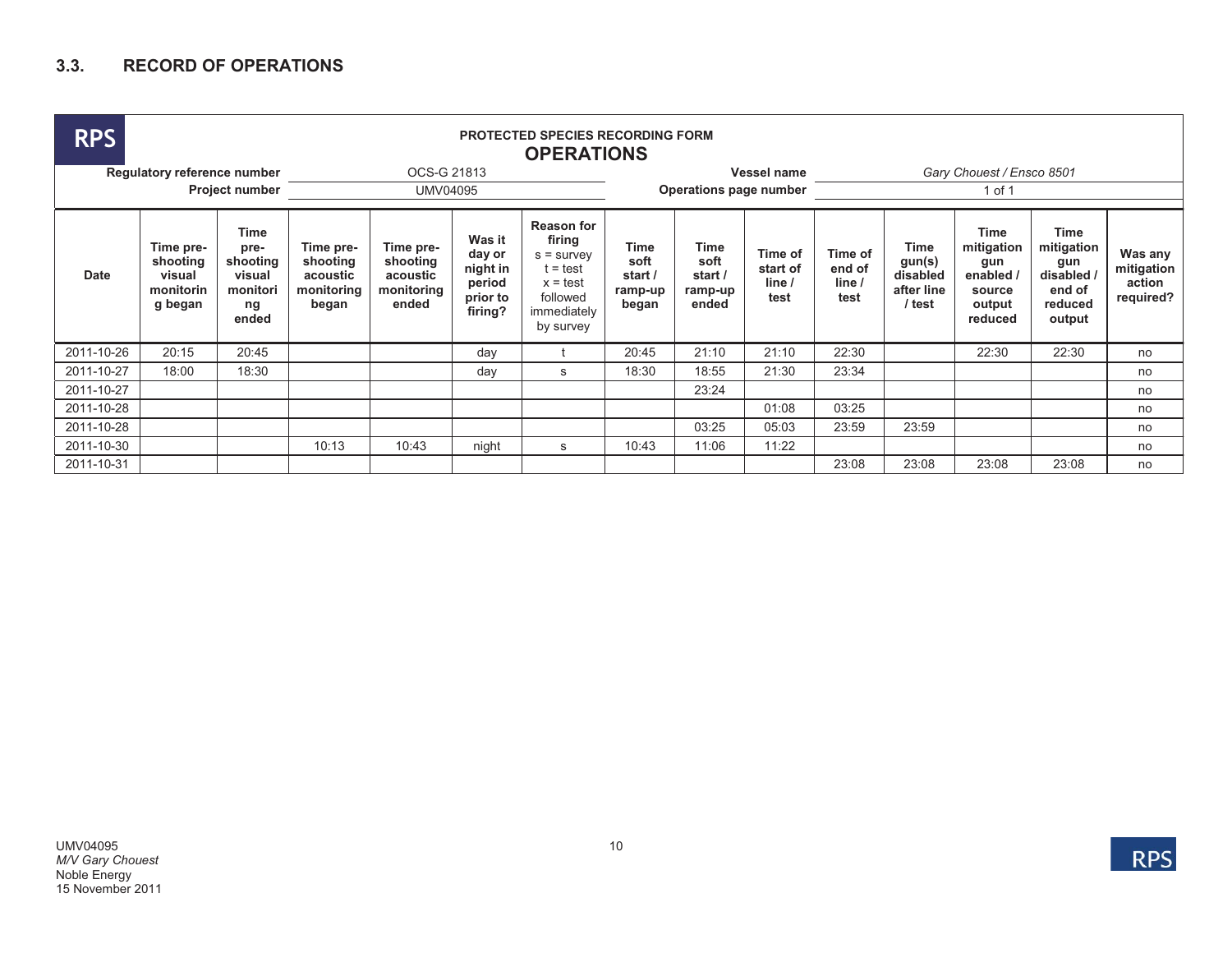## 3.3. RECORD OF OPERATIONS

RPS

**PROTECTED SPECIES RECORDING FORM**

**OPERATIONS**

| | | | |
|---|---|---|---|
| **Regulatory reference number** | OCS-G 21813 | **Vessel name** | *Gary Chouest / Ensco 8501* |
| **Project number** | UMV04095 | **Operations page number** | 1 of 1 |

| Date | Time pre-shooting visual monitoring began | Time pre-shooting visual monitoring ended | Time pre-shooting acoustic monitoring began | Time pre-shooting acoustic monitoring ended | Was it day or night in period prior to firing? | Reason for firing s = survey t = test x = test followed immediately by survey | Time soft start / ramp-up began | Time soft start / ramp-up ended | Time of start of line / test | Time of end of line / test | Time gun(s) disabled after line / test | Time mitigation gun enabled / source output reduced | Time mitigation gun disabled / end of reduced output | Was any mitigation action required? |
|---|---|---|---|---|---|---|---|---|---|---|---|---|---|---|
| 2011-10-26 | 20:15 | 20:45 | | | day | t | 20:45 | 21:10 | 21:10 | 22:30 | | 22:30 | 22:30 | no |
| 2011-10-27 | 18:00 | 18:30 | | | day | s | 18:30 | 18:55 | 21:30 | 23:34 | | | | no |
| 2011-10-27 | | | | | | | | 23:24 | | | | | | no |
| 2011-10-28 | | | | | | | | | 01:08 | 03:25 | | | | no |
| 2011-10-28 | | | | | | | | 03:25 | 05:03 | 23:59 | 23:59 | | | no |
| 2011-10-30 | | | 10:13 | 10:43 | night | s | 10:43 | 11:06 | 11:22 | | | | | no |
| 2011-10-31 | | | | | | | | | | 23:08 | 23:08 | 23:08 | 23:08 | no |

UMV04095
*M/V Gary Chouest*
Noble Energy
15 November 2011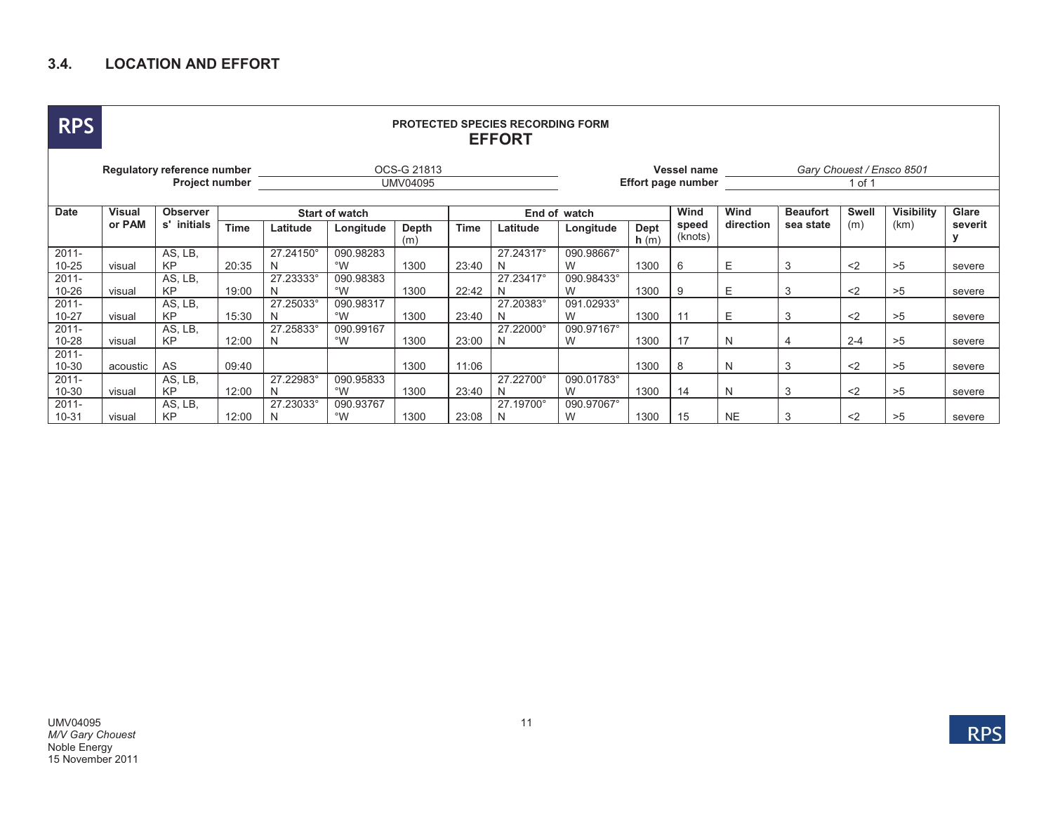## 3.4. LOCATION AND EFFORT

RPS

**PROTECTED SPECIES RECORDING FORM**
**EFFORT**

**Regulatory reference number** OCS-G 21813
**Project number** UMV04095
**Vessel name** *Gary Chouest / Ensco 8501*
**Effort page number** 1 of 1

| Date | Visual or PAM | Observers' initials | Start of watch | | | | End of watch | | | | Wind speed (knots) | Wind direction | Beaufort sea state | Swell (m) | Visibility (km) | Glare severity |
|---|---|---|---|---|---|---|---|---|---|---|---|---|---|---|---|---|
| | | | Time | Latitude | Longitude | Depth (m) | Time | Latitude | Longitude | Depth (m) | | | | | | |
| 2011-10-25 | visual | AS, LB, KP | 20:35 | 27.24150° N | 090.98283 °W | 1300 | 23:40 | 27.24317° N | 090.98667° W | 1300 | 6 | E | 3 | <2 | >5 | severe |
| 2011-10-26 | visual | AS, LB, KP | 19:00 | 27.23333° N | 090.98383 °W | 1300 | 22:42 | 27.23417° N | 090.98433° W | 1300 | 9 | E | 3 | <2 | >5 | severe |
| 2011-10-27 | visual | AS, LB, KP | 15:30 | 27.25033° N | 090.98317 °W | 1300 | 23:40 | 27.20383° N | 091.02933° W | 1300 | 11 | E | 3 | <2 | >5 | severe |
| 2011-10-28 | visual | AS, LB, KP | 12:00 | 27.25833° N | 090.99167 °W | 1300 | 23:00 | 27.22000° N | 090.97167° W | 1300 | 17 | N | 4 | 2-4 | >5 | severe |
| 2011-10-30 | acoustic | AS | 09:40 | | | 1300 | 11:06 | | | 1300 | 8 | N | 3 | <2 | >5 | severe |
| 2011-10-30 | visual | AS, LB, KP | 12:00 | 27.22983° N | 090.95833 °W | 1300 | 23:40 | 27.22700° N | 090.01783° W | 1300 | 14 | N | 3 | <2 | >5 | severe |
| 2011-10-31 | visual | AS, LB, KP | 12:00 | 27.23033° N | 090.93767 °W | 1300 | 23:08 | 27.19700° N | 090.97067° W | 1300 | 15 | NE | 3 | <2 | >5 | severe |